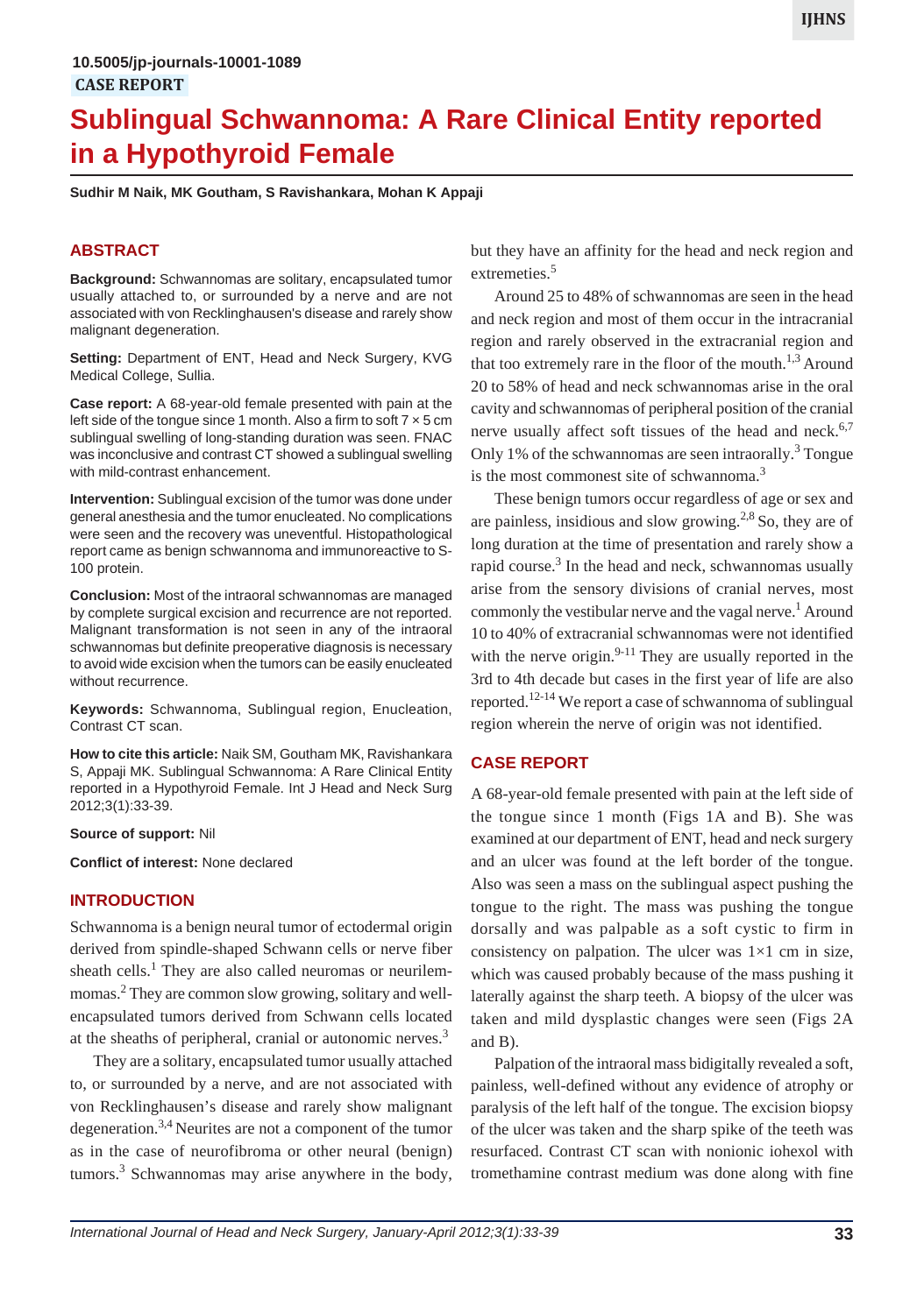10.5005/jp-journals-10001-1089

CASE REPORT

# Sublingual Schwannoma: A Rare Clinical Entity reported in a Hypothyroid Female

**Sudhir M Naik, MK Goutham, S Ravishankara, Mohan K Appaji**

## ABSTRACT

**Background:** Schwannomas are solitary, encapsulated tumor usually attached to, or surrounded by a nerve and are not associated with von Recklinghausen's disease and rarely show malignant degeneration.

**Setting:** Department of ENT, Head and Neck Surgery, KVG Medical College, Sullia.

**Case report:** A 68-year-old female presented with pain at the left side of the tongue since 1 month. Also a firm to soft 7 × 5 cm sublingual swelling of long-standing duration was seen. FNAC was inconclusive and contrast CT showed a sublingual swelling with mild-contrast enhancement.

**Intervention:** Sublingual excision of the tumor was done under general anesthesia and the tumor enucleated. No complications were seen and the recovery was uneventful. Histopathological report came as benign schwannoma and immunoreactive to S-100 protein.

**Conclusion:** Most of the intraoral schwannomas are managed by complete surgical excision and recurrence are not reported. Malignant transformation is not seen in any of the intraoral schwannomas but definite preoperative diagnosis is necessary to avoid wide excision when the tumors can be easily enucleated without recurrence.

**Keywords:** Schwannoma, Sublingual region, Enucleation, Contrast CT scan.

**How to cite this article:** Naik SM, Goutham MK, Ravishankara S, Appaji MK. Sublingual Schwannoma: A Rare Clinical Entity reported in a Hypothyroid Female. Int J Head and Neck Surg 2012;3(1):33-39.

**Source of support:** Nil

**Conflict of interest:** None declared

## INTRODUCTION

Schwannoma is a benign neural tumor of ectodermal origin derived from spindle-shaped Schwann cells or nerve fiber sheath cells.[1] They are also called neuromas or neurilemmomas.[2] They are common slow growing, solitary and well-encapsulated tumors derived from Schwann cells located at the sheaths of peripheral, cranial or autonomic nerves.[3]

They are a solitary, encapsulated tumor usually attached to, or surrounded by a nerve, and are not associated with von Recklinghausen's disease and rarely show malignant degeneration.[3,4] Neurites are not a component of the tumor as in the case of neurofibroma or other neural (benign) tumors.[3] Schwannomas may arise anywhere in the body, but they have an affinity for the head and neck region and extremeties.[5]

Around 25 to 48% of schwannomas are seen in the head and neck region and most of them occur in the intracranial region and rarely observed in the extracranial region and that too extremely rare in the floor of the mouth.[1,3] Around 20 to 58% of head and neck schwannomas arise in the oral cavity and schwannomas of peripheral position of the cranial nerve usually affect soft tissues of the head and neck.[6,7] Only 1% of the schwannomas are seen intraorally.[3] Tongue is the most commonest site of schwannoma.[3]

These benign tumors occur regardless of age or sex and are painless, insidious and slow growing.[2,8] So, they are of long duration at the time of presentation and rarely show a rapid course.[3] In the head and neck, schwannomas usually arise from the sensory divisions of cranial nerves, most commonly the vestibular nerve and the vagal nerve.[1] Around 10 to 40% of extracranial schwannomas were not identified with the nerve origin.[9-11] They are usually reported in the 3rd to 4th decade but cases in the first year of life are also reported.[12-14] We report a case of schwannoma of sublingual region wherein the nerve of origin was not identified.

## CASE REPORT

A 68-year-old female presented with pain at the left side of the tongue since 1 month (Figs 1A and B). She was examined at our department of ENT, head and neck surgery and an ulcer was found at the left border of the tongue. Also was seen a mass on the sublingual aspect pushing the tongue to the right. The mass was pushing the tongue dorsally and was palpable as a soft cystic to firm in consistency on palpation. The ulcer was 1×1 cm in size, which was caused probably because of the mass pushing it laterally against the sharp teeth. A biopsy of the ulcer was taken and mild dysplastic changes were seen (Figs 2A and B).

Palpation of the intraoral mass bidigitally revealed a soft, painless, well-defined without any evidence of atrophy or paralysis of the left half of the tongue. The excision biopsy of the ulcer was taken and the sharp spike of the teeth was resurfaced. Contrast CT scan with nonionic iohexol with tromethamine contrast medium was done along with fine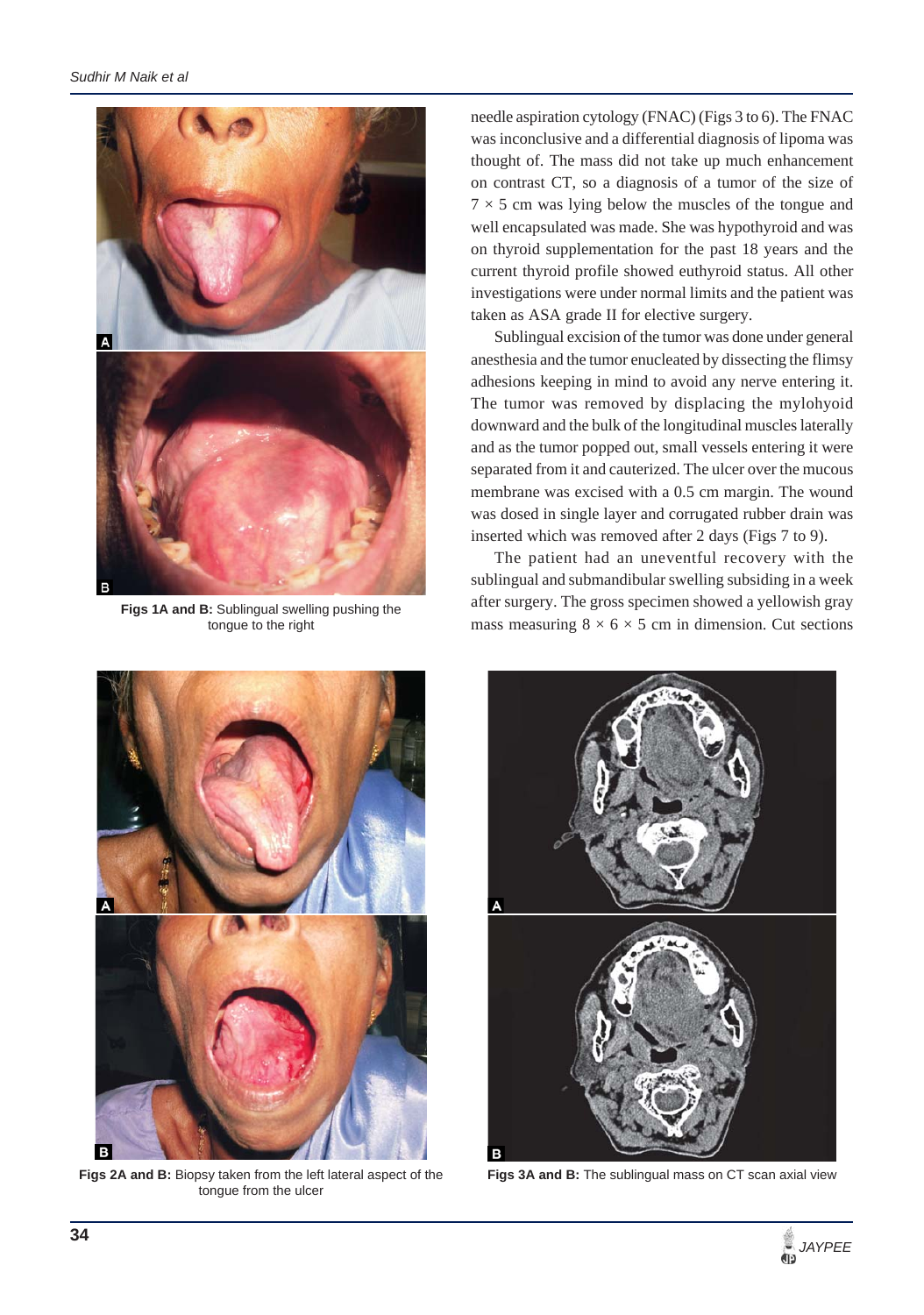Figs 1A and B: Sublingual swelling pushing the tongue to the right

needle aspiration cytology (FNAC) (Figs 3 to 6). The FNAC was inconclusive and a differential diagnosis of lipoma was thought of. The mass did not take up much enhancement on contrast CT, so a diagnosis of a tumor of the size of $7 \times 5$ cm was lying below the muscles of the tongue and well encapsulated was made. She was hypothyroid and was on thyroid supplementation for the past 18 years and the current thyroid profile showed euthyroid status. All other investigations were under normal limits and the patient was taken as ASA grade II for elective surgery.

Sublingual excision of the tumor was done under general anesthesia and the tumor enucleated by dissecting the flimsy adhesions keeping in mind to avoid any nerve entering it. The tumor was removed by displacing the mylohyoid downward and the bulk of the longitudinal muscles laterally and as the tumor popped out, small vessels entering it were separated from it and cauterized. The ulcer over the mucous membrane was excised with a 0.5 cm margin. The wound was dosed in single layer and corrugated rubber drain was inserted which was removed after 2 days (Figs 7 to 9).

The patient had an uneventful recovery with the sublingual and submandibular swelling subsiding in a week after surgery. The gross specimen showed a yellowish gray mass measuring $8 \times 6 \times 5$ cm in dimension. Cut sections

Figs 2A and B: Biopsy taken from the left lateral aspect of the tongue from the ulcer

Figs 3A and B: The sublingual mass on CT scan axial view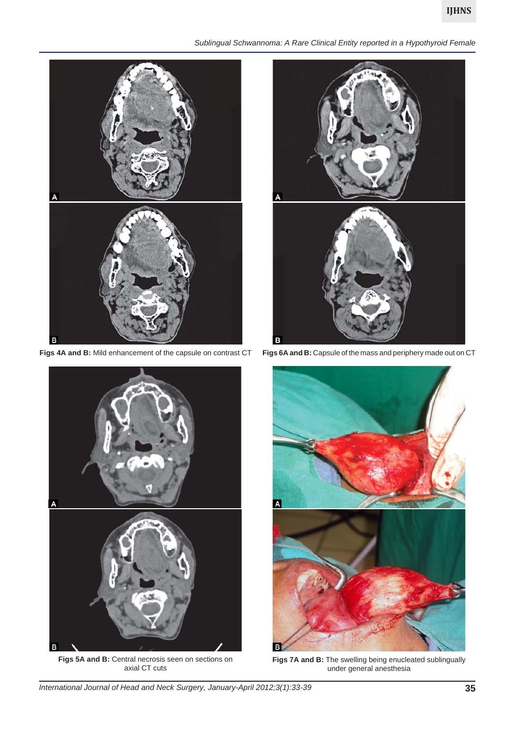**Figs 4A and B:** Mild enhancement of the capsule on contrast CT

**Figs 6A and B:** Capsule of the mass and periphery made out on CT

**Figs 5A and B:** Central necrosis seen on sections on axial CT cuts

**Figs 7A and B:** The swelling being enucleated sublingually under general anesthesia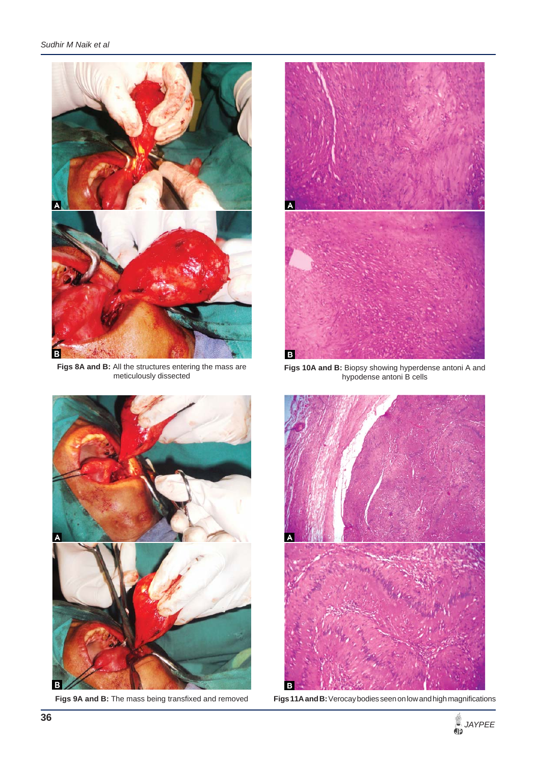Figs 8A and B: All the structures entering the mass are meticulously dissected

Figs 10A and B: Biopsy showing hyperdense antoni A and hypodense antoni B cells

Figs 9A and B: The mass being transfixed and removed

Figs 11A and B: Verocay bodies seen on low and high magnifications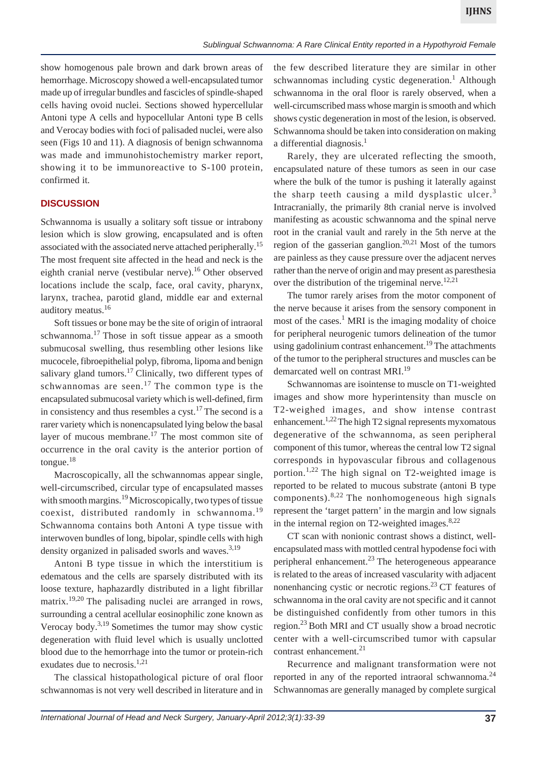show homogenous pale brown and dark brown areas of hemorrhage. Microscopy showed a well-encapsulated tumor made up of irregular bundles and fascicles of spindle-shaped cells having ovoid nuclei. Sections showed hypercellular Antoni type A cells and hypocellular Antoni type B cells and Verocay bodies with foci of palisaded nuclei, were also seen (Figs 10 and 11). A diagnosis of benign schwannoma was made and immunohistochemistry marker report, showing it to be immunoreactive to S-100 protein, confirmed it.

## DISCUSSION

Schwannoma is usually a solitary soft tissue or intrabony lesion which is slow growing, encapsulated and is often associated with the associated nerve attached peripherally.[15] The most frequent site affected in the head and neck is the eighth cranial nerve (vestibular nerve).[16] Other observed locations include the scalp, face, oral cavity, pharynx, larynx, trachea, parotid gland, middle ear and external auditory meatus.[16]

Soft tissues or bone may be the site of origin of intraoral schwannoma.[17] Those in soft tissue appear as a smooth submucosal swelling, thus resembling other lesions like mucocele, fibroepithelial polyp, fibroma, lipoma and benign salivary gland tumors.[17] Clinically, two different types of schwannomas are seen.[17] The common type is the encapsulated submucosal variety which is well-defined, firm in consistency and thus resembles a cyst.[17] The second is a rarer variety which is nonencapsulated lying below the basal layer of mucous membrane.[17] The most common site of occurrence in the oral cavity is the anterior portion of tongue.[18]

Macroscopically, all the schwannomas appear single, well-circumscribed, circular type of encapsulated masses with smooth margins.[19] Microscopically, two types of tissue coexist, distributed randomly in schwannoma.[19] Schwannoma contains both Antoni A type tissue with interwoven bundles of long, bipolar, spindle cells with high density organized in palisaded sworls and waves.[3,19]

Antoni B type tissue in which the interstitium is edematous and the cells are sparsely distributed with its loose texture, haphazardly distributed in a light fibrillar matrix.[19,20] The palisading nuclei are arranged in rows, surrounding a central acellular eosinophilic zone known as Verocay body.[3,19] Sometimes the tumor may show cystic degeneration with fluid level which is usually unclotted blood due to the hemorrhage into the tumor or protein-rich exudates due to necrosis.[1,21]

The classical histopathological picture of oral floor schwannomas is not very well described in literature and in the few described literature they are similar in other schwannomas including cystic degeneration.[1] Although schwannoma in the oral floor is rarely observed, when a well-circumscribed mass whose margin is smooth and which shows cystic degeneration in most of the lesion, is observed. Schwannoma should be taken into consideration on making a differential diagnosis.[1]

Rarely, they are ulcerated reflecting the smooth, encapsulated nature of these tumors as seen in our case where the bulk of the tumor is pushing it laterally against the sharp teeth causing a mild dysplastic ulcer.[3] Intracranially, the primarily 8th cranial nerve is involved manifesting as acoustic schwannoma and the spinal nerve root in the cranial vault and rarely in the 5th nerve at the region of the gasserian ganglion.[20,21] Most of the tumors are painless as they cause pressure over the adjacent nerves rather than the nerve of origin and may present as paresthesia over the distribution of the trigeminal nerve.[12,21]

The tumor rarely arises from the motor component of the nerve because it arises from the sensory component in most of the cases.[1] MRI is the imaging modality of choice for peripheral neurogenic tumors delineation of the tumor using gadolinium contrast enhancement.[19] The attachments of the tumor to the peripheral structures and muscles can be demarcated well on contrast MRI.[19]

Schwannomas are isointense to muscle on T1-weighted images and show more hyperintensity than muscle on T2-weighed images, and show intense contrast enhancement.[1,22] The high T2 signal represents myxomatous degenerative of the schwannoma, as seen peripheral component of this tumor, whereas the central low T2 signal corresponds in hypovascular fibrous and collagenous portion.[1,22] The high signal on T2-weighted image is reported to be related to mucous substrate (antoni B type components).[8,22] The nonhomogeneous high signals represent the 'target pattern' in the margin and low signals in the internal region on T2-weighted images.[8,22]

CT scan with nonionic contrast shows a distinct, well-encapsulated mass with mottled central hypodense foci with peripheral enhancement.[23] The heterogeneous appearance is related to the areas of increased vascularity with adjacent nonenhancing cystic or necrotic regions.[23] CT features of schwannoma in the oral cavity are not specific and it cannot be distinguished confidently from other tumors in this region.[23] Both MRI and CT usually show a broad necrotic center with a well-circumscribed tumor with capsular contrast enhancement.[21]

Recurrence and malignant transformation were not reported in any of the reported intraoral schwannoma.[24] Schwannomas are generally managed by complete surgical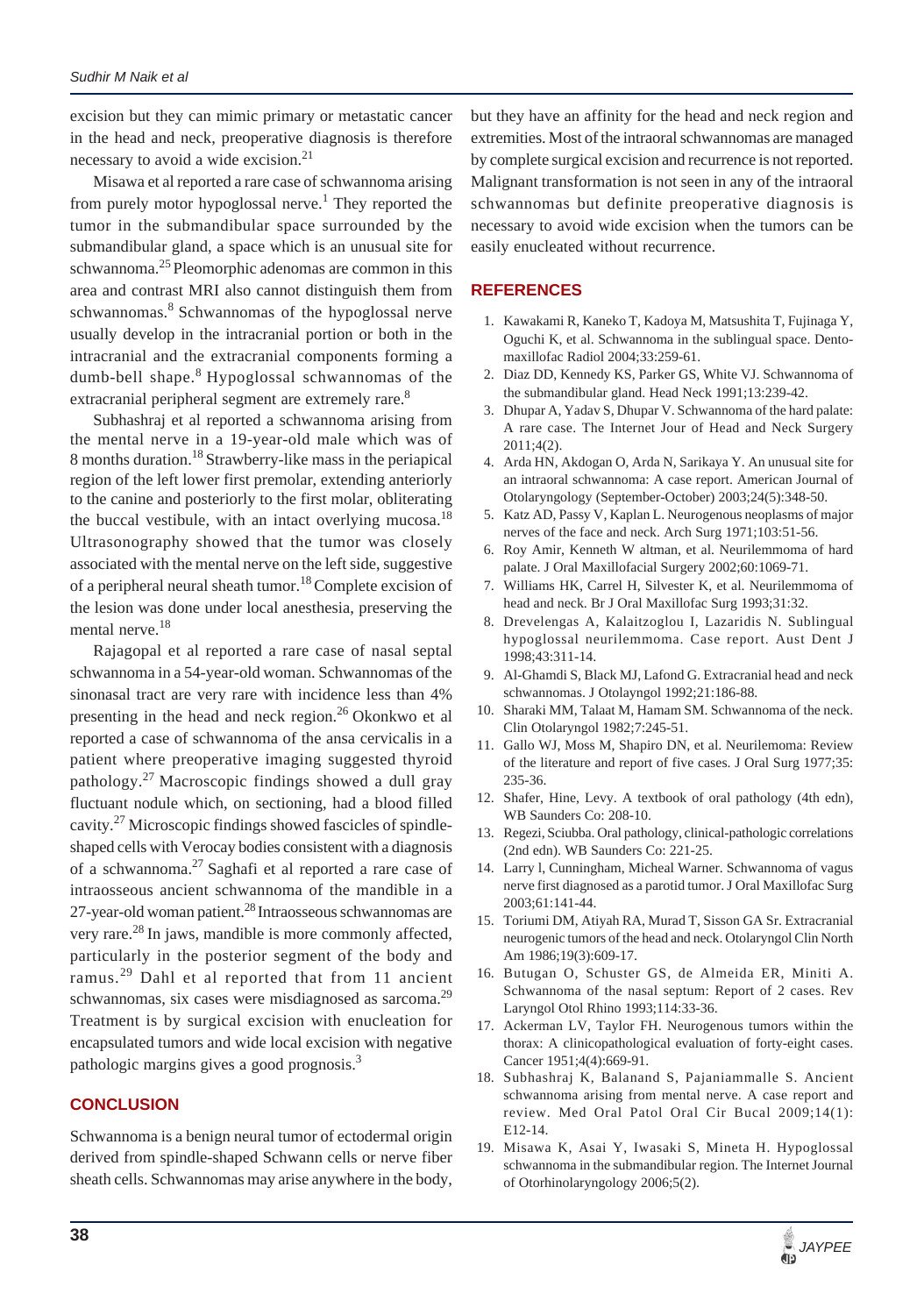excision but they can mimic primary or metastatic cancer in the head and neck, preoperative diagnosis is therefore necessary to avoid a wide excision.[21]

Misawa et al reported a rare case of schwannoma arising from purely motor hypoglossal nerve.[1] They reported the tumor in the submandibular space surrounded by the submandibular gland, a space which is an unusual site for schwannoma.[25] Pleomorphic adenomas are common in this area and contrast MRI also cannot distinguish them from schwannomas.[8] Schwannomas of the hypoglossal nerve usually develop in the intracranial portion or both in the intracranial and the extracranial components forming a dumb-bell shape.[8] Hypoglossal schwannomas of the extracranial peripheral segment are extremely rare.[8]

Subhashraj et al reported a schwannoma arising from the mental nerve in a 19-year-old male which was of 8 months duration.[18] Strawberry-like mass in the periapical region of the left lower first premolar, extending anteriorly to the canine and posteriorly to the first molar, obliterating the buccal vestibule, with an intact overlying mucosa.[18] Ultrasonography showed that the tumor was closely associated with the mental nerve on the left side, suggestive of a peripheral neural sheath tumor.[18] Complete excision of the lesion was done under local anesthesia, preserving the mental nerve.[18]

Rajagopal et al reported a rare case of nasal septal schwannoma in a 54-year-old woman. Schwannomas of the sinonasal tract are very rare with incidence less than 4% presenting in the head and neck region.[26] Okonkwo et al reported a case of schwannoma of the ansa cervicalis in a patient where preoperative imaging suggested thyroid pathology.[27] Macroscopic findings showed a dull gray fluctuant nodule which, on sectioning, had a blood filled cavity.[27] Microscopic findings showed fascicles of spindle-shaped cells with Verocay bodies consistent with a diagnosis of a schwannoma.[27] Saghafi et al reported a rare case of intraosseous ancient schwannoma of the mandible in a 27-year-old woman patient.[28] Intraosseous schwannomas are very rare.[28] In jaws, mandible is more commonly affected, particularly in the posterior segment of the body and ramus.[29] Dahl et al reported that from 11 ancient schwannomas, six cases were misdiagnosed as sarcoma.[29] Treatment is by surgical excision with enucleation for encapsulated tumors and wide local excision with negative pathologic margins gives a good prognosis.[3]

## CONCLUSION

Schwannoma is a benign neural tumor of ectodermal origin derived from spindle-shaped Schwann cells or nerve fiber sheath cells. Schwannomas may arise anywhere in the body, but they have an affinity for the head and neck region and extremities. Most of the intraoral schwannomas are managed by complete surgical excision and recurrence is not reported. Malignant transformation is not seen in any of the intraoral schwannomas but definite preoperative diagnosis is necessary to avoid wide excision when the tumors can be easily enucleated without recurrence.

## REFERENCES

1. Kawakami R, Kaneko T, Kadoya M, Matsushita T, Fujinaga Y, Oguchi K, et al. Schwannoma in the sublingual space. Dentomaxillofac Radiol 2004;33:259-61.
2. Diaz DD, Kennedy KS, Parker GS, White VJ. Schwannoma of the submandibular gland. Head Neck 1991;13:239-42.
3. Dhupar A, Yadav S, Dhupar V. Schwannoma of the hard palate: A rare case. The Internet Jour of Head and Neck Surgery 2011;4(2).
4. Arda HN, Akdogan O, Arda N, Sarikaya Y. An unusual site for an intraoral schwannoma: A case report. American Journal of Otolaryngology (September-October) 2003;24(5):348-50.
5. Katz AD, Passy V, Kaplan L. Neurogenous neoplasms of major nerves of the face and neck. Arch Surg 1971;103:51-56.
6. Roy Amir, Kenneth W altman, et al. Neurilemmoma of hard palate. J Oral Maxillofacial Surgery 2002;60:1069-71.
7. Williams HK, Carrel H, Silvester K, et al. Neurilemmoma of head and neck. Br J Oral Maxillofac Surg 1993;31:32.
8. Drevelengas A, Kalaitzoglou I, Lazaridis N. Sublingual hypoglossal neurilemmoma. Case report. Aust Dent J 1998;43:311-14.
9. Al-Ghamdi S, Black MJ, Lafond G. Extracranial head and neck schwannomas. J Otolayngol 1992;21:186-88.
10. Sharaki MM, Talaat M, Hamam SM. Schwannoma of the neck. Clin Otolaryngol 1982;7:245-51.
11. Gallo WJ, Moss M, Shapiro DN, et al. Neurilemoma: Review of the literature and report of five cases. J Oral Surg 1977;35:235-36.
12. Shafer, Hine, Levy. A textbook of oral pathology (4th edn), WB Saunders Co: 208-10.
13. Regezi, Sciubba. Oral pathology, clinical-pathologic correlations (2nd edn). WB Saunders Co: 221-25.
14. Larry l, Cunningham, Micheal Warner. Schwannoma of vagus nerve first diagnosed as a parotid tumor. J Oral Maxillofac Surg 2003;61:141-44.
15. Toriumi DM, Atiyah RA, Murad T, Sisson GA Sr. Extracranial neurogenic tumors of the head and neck. Otolaryngol Clin North Am 1986;19(3):609-17.
16. Butugan O, Schuster GS, de Almeida ER, Miniti A. Schwannoma of the nasal septum: Report of 2 cases. Rev Laryngol Otol Rhino 1993;114:33-36.
17. Ackerman LV, Taylor FH. Neurogenous tumors within the thorax: A clinicopathological evaluation of forty-eight cases. Cancer 1951;4(4):669-91.
18. Subhashraj K, Balanand S, Pajaniammalle S. Ancient schwannoma arising from mental nerve. A case report and review. Med Oral Patol Oral Cir Bucal 2009;14(1):E12-14.
19. Misawa K, Asai Y, Iwasaki S, Mineta H. Hypoglossal schwannoma in the submandibular region. The Internet Journal of Otorhinolaryngology 2006;5(2).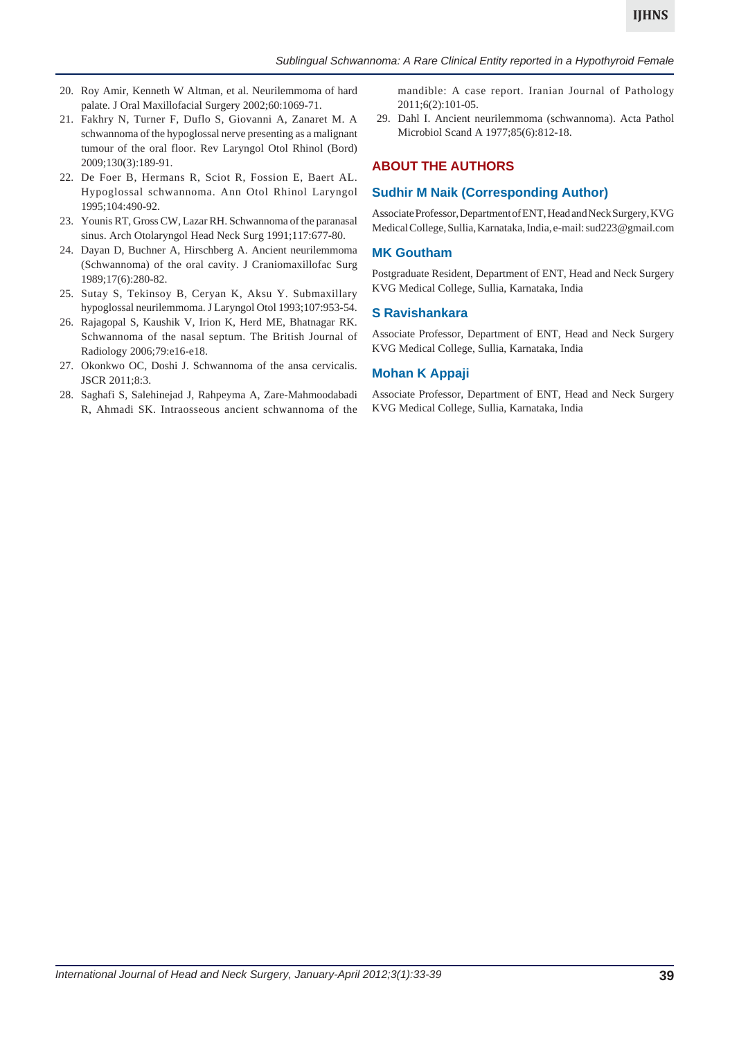20. Roy Amir, Kenneth W Altman, et al. Neurilemmoma of hard palate. J Oral Maxillofacial Surgery 2002;60:1069-71.
21. Fakhry N, Turner F, Duflo S, Giovanni A, Zanaret M. A schwannoma of the hypoglossal nerve presenting as a malignant tumour of the oral floor. Rev Laryngol Otol Rhinol (Bord) 2009;130(3):189-91.
22. De Foer B, Hermans R, Sciot R, Fossion E, Baert AL. Hypoglossal schwannoma. Ann Otol Rhinol Laryngol 1995;104:490-92.
23. Younis RT, Gross CW, Lazar RH. Schwannoma of the paranasal sinus. Arch Otolaryngol Head Neck Surg 1991;117:677-80.
24. Dayan D, Buchner A, Hirschberg A. Ancient neurilemmoma (Schwannoma) of the oral cavity. J Craniomaxillofac Surg 1989;17(6):280-82.
25. Sutay S, Tekinsoy B, Ceryan K, Aksu Y. Submaxillary hypoglossal neurilemmoma. J Laryngol Otol 1993;107:953-54.
26. Rajagopal S, Kaushik V, Irion K, Herd ME, Bhatnagar RK. Schwannoma of the nasal septum. The British Journal of Radiology 2006;79:e16-e18.
27. Okonkwo OC, Doshi J. Schwannoma of the ansa cervicalis. JSCR 2011;8:3.
28. Saghafi S, Salehinejad J, Rahpeyma A, Zare-Mahmoodabadi R, Ahmadi SK. Intraosseous ancient schwannoma of the mandible: A case report. Iranian Journal of Pathology 2011;6(2):101-05.
29. Dahl I. Ancient neurilemmoma (schwannoma). Acta Pathol Microbiol Scand A 1977;85(6):812-18.

## ABOUT THE AUTHORS

### Sudhir M Naik (Corresponding Author)

Associate Professor, Department of ENT, Head and Neck Surgery, KVG Medical College, Sullia, Karnataka, India, e-mail: sud223@gmail.com

### MK Goutham

Postgraduate Resident, Department of ENT, Head and Neck Surgery KVG Medical College, Sullia, Karnataka, India

### S Ravishankara

Associate Professor, Department of ENT, Head and Neck Surgery KVG Medical College, Sullia, Karnataka, India

### Mohan K Appaji

Associate Professor, Department of ENT, Head and Neck Surgery KVG Medical College, Sullia, Karnataka, India